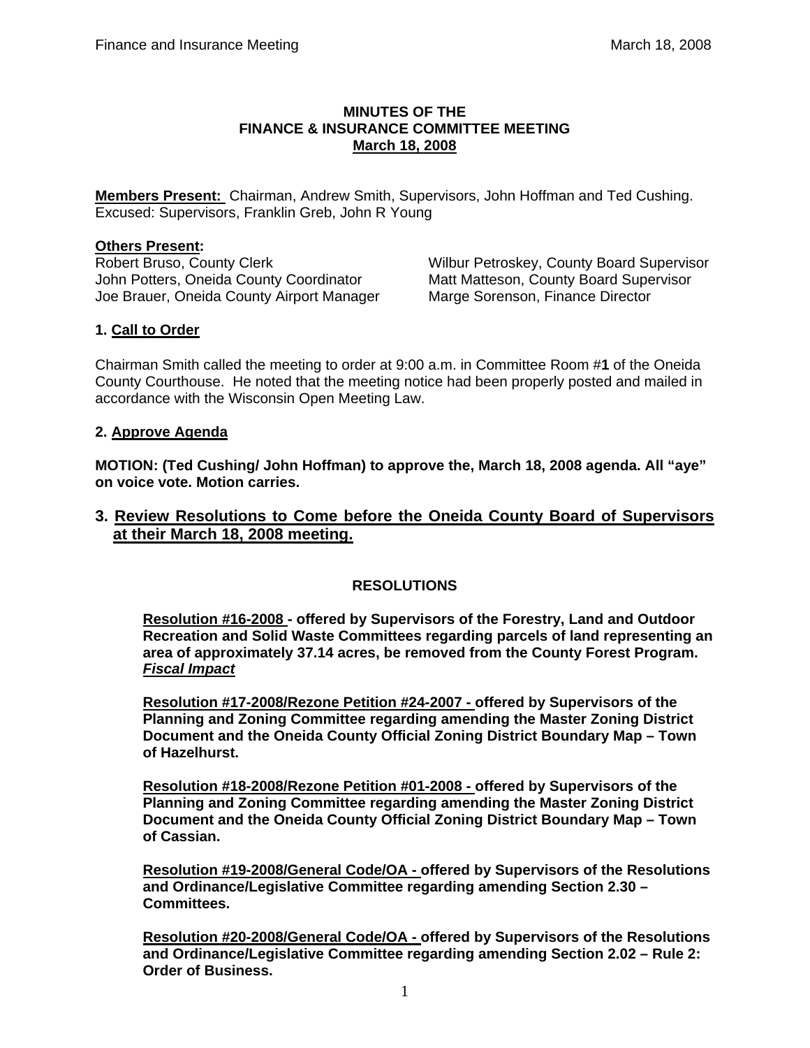**MINUTES OF THE**
**FINANCE & INSURANCE COMMITTEE MEETING**
**March 18, 2008**

**Members Present:** Chairman, Andrew Smith, Supervisors, John Hoffman and Ted Cushing. Excused: Supervisors, Franklin Greb, John R Young

**Others Present:**

Robert Bruso, County Clerk
John Potters, Oneida County Coordinator
Joe Brauer, Oneida County Airport Manager
Wilbur Petroskey, County Board Supervisor
Matt Matteson, County Board Supervisor
Marge Sorenson, Finance Director

## 1. Call to Order

Chairman Smith called the meeting to order at 9:00 a.m. in Committee Room #**1** of the Oneida County Courthouse. He noted that the meeting notice had been properly posted and mailed in accordance with the Wisconsin Open Meeting Law.

## 2. Approve Agenda

**MOTION: (Ted Cushing/ John Hoffman) to approve the, March 18, 2008 agenda. All "aye" on voice vote. Motion carries.**

## 3. Review Resolutions to Come before the Oneida County Board of Supervisors at their March 18, 2008 meeting.

**RESOLUTIONS**

**Resolution #16-2008 - offered by Supervisors of the Forestry, Land and Outdoor Recreation and Solid Waste Committees regarding parcels of land representing an area of approximately 37.14 acres, be removed from the County Forest Program.** ***Fiscal Impact***

**Resolution #17-2008/Rezone Petition #24-2007 - offered by Supervisors of the Planning and Zoning Committee regarding amending the Master Zoning District Document and the Oneida County Official Zoning District Boundary Map – Town of Hazelhurst.**

**Resolution #18-2008/Rezone Petition #01-2008 - offered by Supervisors of the Planning and Zoning Committee regarding amending the Master Zoning District Document and the Oneida County Official Zoning District Boundary Map – Town of Cassian.**

**Resolution #19-2008/General Code/OA - offered by Supervisors of the Resolutions and Ordinance/Legislative Committee regarding amending Section 2.30 – Committees.**

**Resolution #20-2008/General Code/OA - offered by Supervisors of the Resolutions and Ordinance/Legislative Committee regarding amending Section 2.02 – Rule 2: Order of Business.**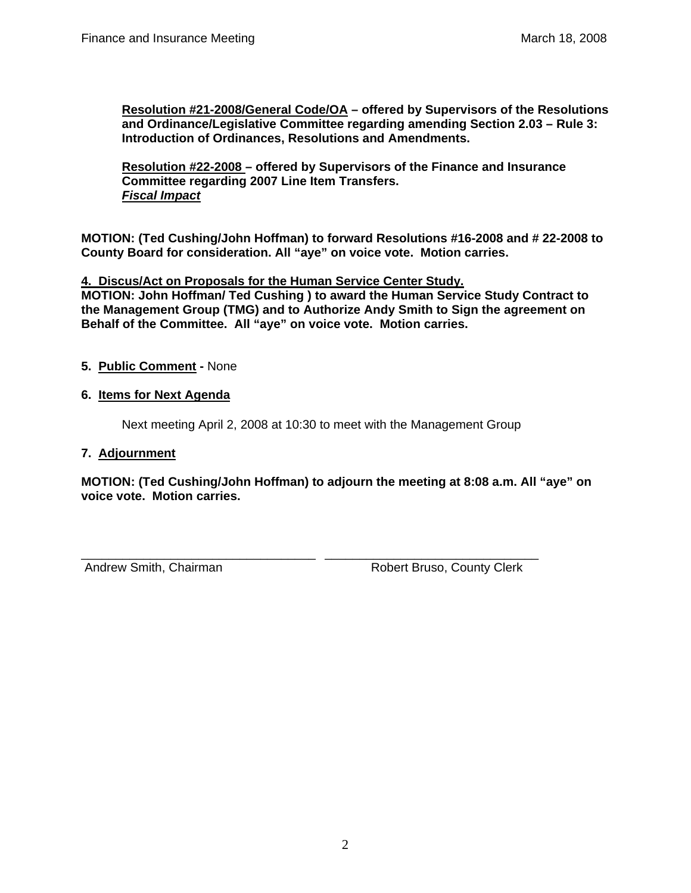**Resolution #21-2008/General Code/OA – offered by Supervisors of the Resolutions and Ordinance/Legislative Committee regarding amending Section 2.03 – Rule 3: Introduction of Ordinances, Resolutions and Amendments.**

**Resolution #22-2008 – offered by Supervisors of the Finance and Insurance Committee regarding 2007 Line Item Transfers.**
***Fiscal Impact***

**MOTION: (Ted Cushing/John Hoffman) to forward Resolutions #16-2008 and # 22-2008 to County Board for consideration. All "aye" on voice vote. Motion carries.**

**4. Discus/Act on Proposals for the Human Service Center Study.**
**MOTION: John Hoffman/ Ted Cushing ) to award the Human Service Study Contract to the Management Group (TMG) and to Authorize Andy Smith to Sign the agreement on Behalf of the Committee. All "aye" on voice vote. Motion carries.**

**5. Public Comment -** None

**6. Items for Next Agenda**

Next meeting April 2, 2008 at 10:30 to meet with the Management Group

**7. Adjournment**

**MOTION: (Ted Cushing/John Hoffman) to adjourn the meeting at 8:08 a.m. All "aye" on voice vote. Motion carries.**

\_\_\_\_\_\_\_\_\_\_\_\_\_\_\_\_\_\_\_\_\_\_\_\_\_\_\_\_\_\_\_\_ \_\_\_\_\_\_\_\_\_\_\_\_\_\_\_\_\_\_\_\_\_\_\_\_\_\_\_\_\_\_\_\_

Andrew Smith, Chairman Robert Bruso, County Clerk